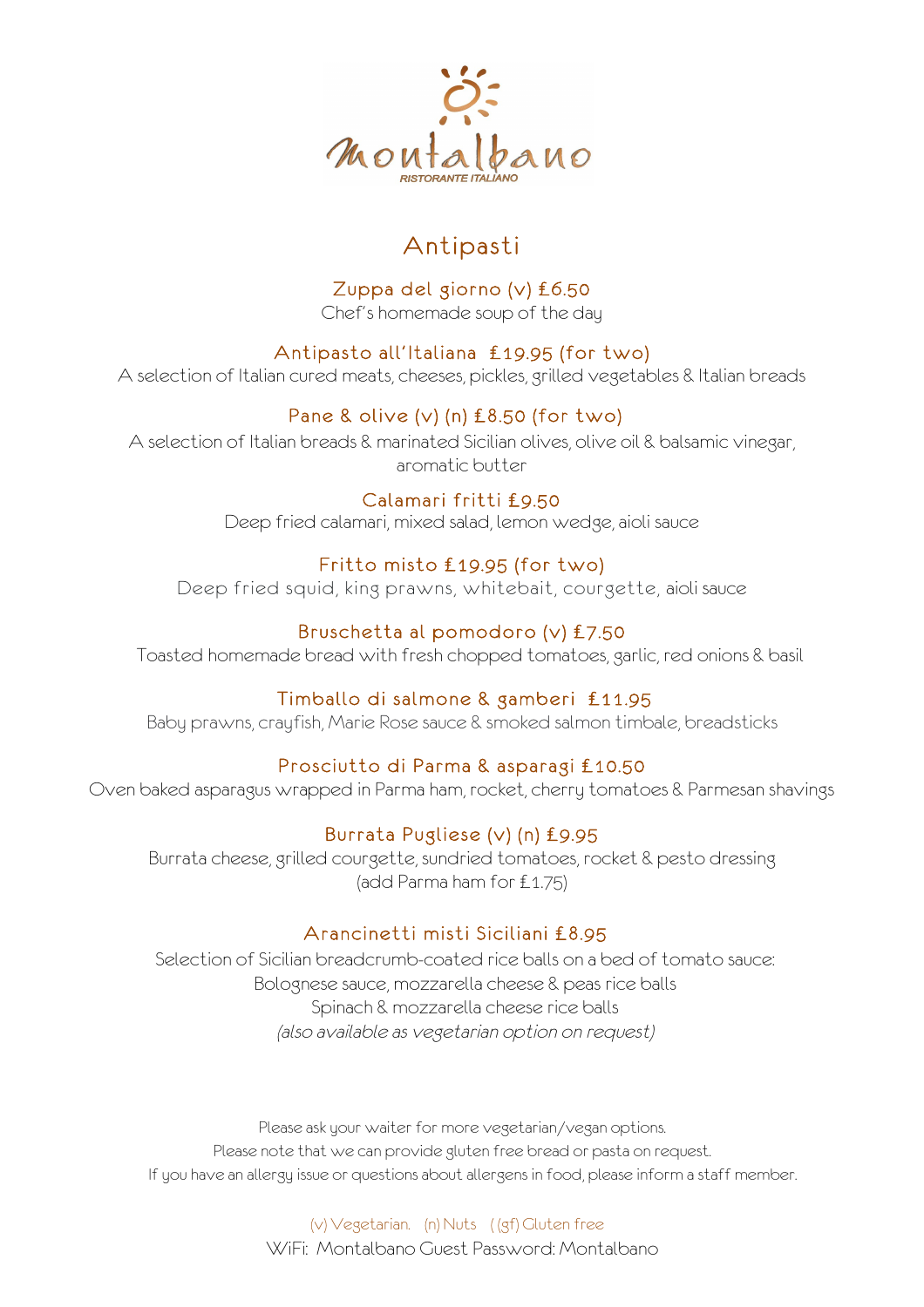# montalbano

RISTORANTE ITALIANO

## Antipasti

### Zuppa del giorno (v) £6.50
Chef's homemade soup of the day

### Antipasto all'Italiana £19.95 (for two)
A selection of Italian cured meats, cheeses, pickles, grilled vegetables & Italian breads

### Pane & olive (v) (n) £8.50 (for two)
A selection of Italian breads & marinated Sicilian olives, olive oil & balsamic vinegar, aromatic butter

### Calamari fritti £9.50
Deep fried calamari, mixed salad, lemon wedge, aioli sauce

### Fritto misto £19.95 (for two)
Deep fried squid, king prawns, whitebait, courgette, aioli sauce

### Bruschetta al pomodoro (v) £7.50
Toasted homemade bread with fresh chopped tomatoes, garlic, red onions & basil

### Timballo di salmone & gamberi £11.95
Baby prawns, crayfish, Marie Rose sauce & smoked salmon timbale, breadsticks

### Prosciutto di Parma & asparagi £10.50
Oven baked asparagus wrapped in Parma ham, rocket, cherry tomatoes & Parmesan shavings

### Burrata Pugliese (v) (n) £9.95
Burrata cheese, grilled courgette, sundried tomatoes, rocket & pesto dressing
(add Parma ham for £1.75)

### Arancinetti misti Siciliani £8.95
Selection of Sicilian breadcrumb-coated rice balls on a bed of tomato sauce:
Bolognese sauce, mozzarella cheese & peas rice balls
Spinach & mozzarella cheese rice balls
*(also available as vegetarian option on request)*

Please ask your waiter for more vegetarian/vegan options.
Please note that we can provide gluten free bread or pasta on request.
If you have an allergy issue or questions about allergens in food, please inform a staff member.

(v) Vegetarian. (n) Nuts ( (gf) Gluten free

WiFi: Montalbano Guest Password: Montalbano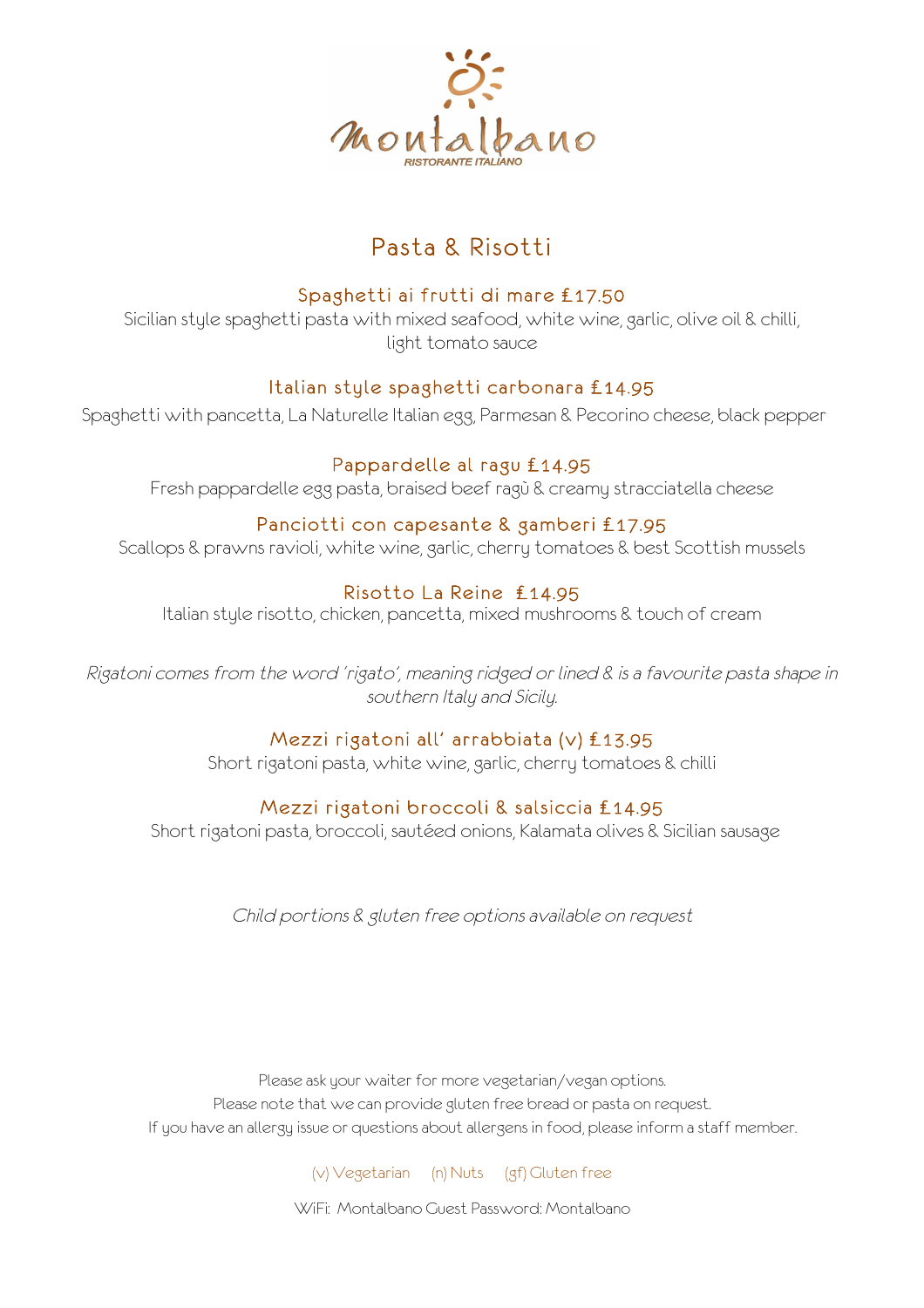# montalbano

RISTORANTE ITALIANO

## Pasta & Risotti

### Spaghetti ai frutti di mare £17.50

Sicilian style spaghetti pasta with mixed seafood, white wine, garlic, olive oil & chilli, light tomato sauce

### Italian style spaghetti carbonara £14.95

Spaghetti with pancetta, La Naturelle Italian egg, Parmesan & Pecorino cheese, black pepper

### Pappardelle al ragu £14.95

Fresh pappardelle egg pasta, braised beef ragù & creamy stracciatella cheese

### Panciotti con capesante & gamberi £17.95

Scallops & prawns ravioli, white wine, garlic, cherry tomatoes & best Scottish mussels

### Risotto La Reine £14.95

Italian style risotto, chicken, pancetta, mixed mushrooms & touch of cream

*Rigatoni comes from the word 'rigato', meaning ridged or lined & is a favourite pasta shape in southern Italy and Sicily.*

### Mezzi rigatoni all' arrabbiata (v) £13.95

Short rigatoni pasta, white wine, garlic, cherry tomatoes & chilli

### Mezzi rigatoni broccoli & salsiccia £14.95

Short rigatoni pasta, broccoli, sautéed onions, Kalamata olives & Sicilian sausage

*Child portions & gluten free options available on request*

Please ask your waiter for more vegetarian/vegan options.
Please note that we can provide gluten free bread or pasta on request.
If you have an allergy issue or questions about allergens in food, please inform a staff member.

(v) Vegetarian (n) Nuts (gf) Gluten free

WiFi: Montalbano Guest Password: Montalbano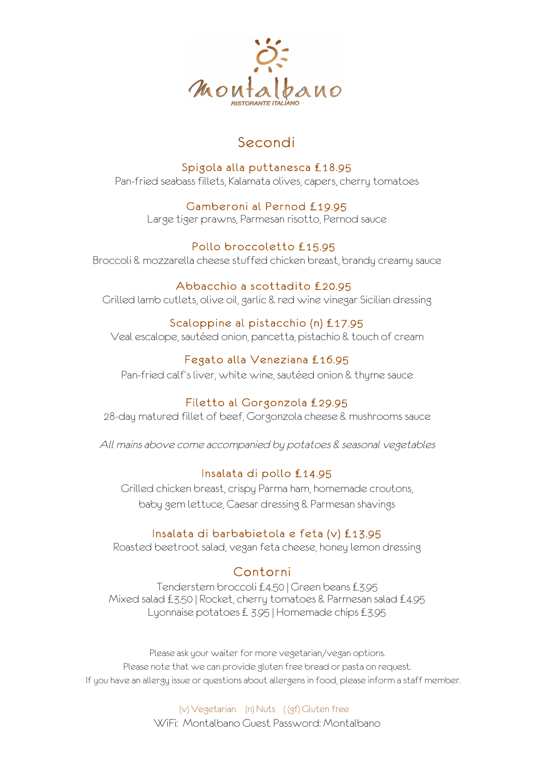# montalbano

RISTORANTE ITALIANO

## Secondi

### Spigola alla puttanesca £18.95
Pan-fried seabass fillets, Kalamata olives, capers, cherry tomatoes

### Gamberoni al Pernod £19.95
Large tiger prawns, Parmesan risotto, Pernod sauce

### Pollo broccoletto £15.95
Broccoli & mozzarella cheese stuffed chicken breast, brandy creamy sauce

### Abbacchio a scottadito £20.95
Grilled lamb cutlets, olive oil, garlic & red wine vinegar Sicilian dressing

### Scaloppine al pistacchio (n) £17.95
Veal escalope, sautéed onion, pancetta, pistachio & touch of cream

### Fegato alla Veneziana £16.95
Pan-fried calf's liver, white wine, sautéed onion & thyme sauce

### Filetto al Gorgonzola £29.95
28-day matured fillet of beef, Gorgonzola cheese & mushrooms sauce

*All mains above come accompanied by potatoes & seasonal vegetables*

### Insalata di pollo £14.95
Grilled chicken breast, crispy Parma ham, homemade croutons, baby gem lettuce, Caesar dressing & Parmesan shavings

### Insalata di barbabietola e feta (v) £13.95
Roasted beetroot salad, vegan feta cheese, honey lemon dressing

## Contorni

Tenderstem broccoli £4.50 | Green beans £3.95
Mixed salad £3.50 | Rocket, cherry tomatoes & Parmesan salad £4.95
Lyonnaise potatoes £ 3.95 | Homemade chips £3.95

Please ask your waiter for more vegetarian/vegan options.
Please note that we can provide gluten free bread or pasta on request.
If you have an allergy issue or questions about allergens in food, please inform a staff member.

(v) Vegetarian. (n) Nuts ( (gf) Gluten free

WiFi: Montalbano Guest Password: Montalbano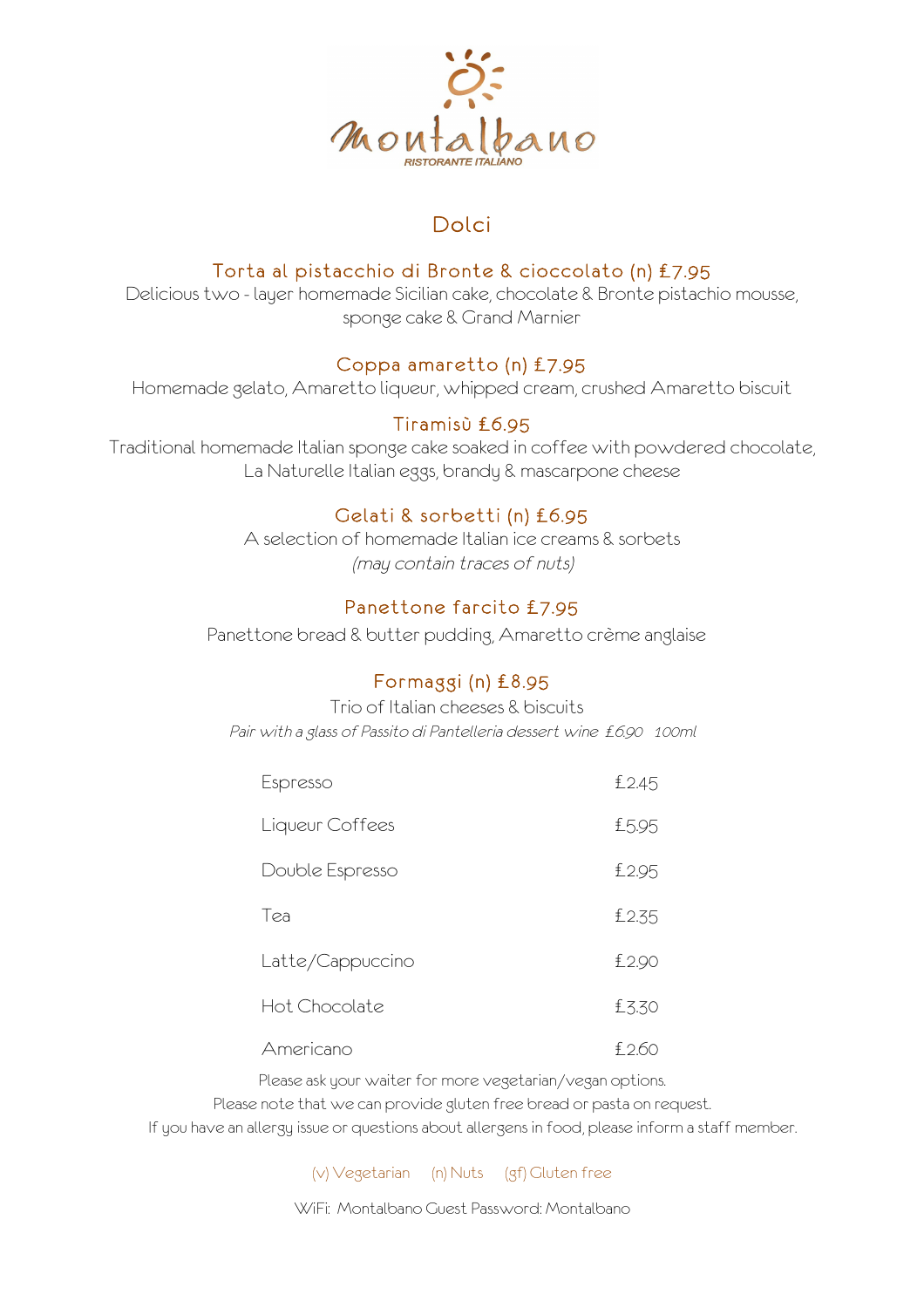montalbano
RISTORANTE ITALIANO

# Dolci

### Torta al pistacchio di Bronte & cioccolato (n) £7.95

Delicious two - layer homemade Sicilian cake, chocolate & Bronte pistachio mousse, sponge cake & Grand Marnier

### Coppa amaretto (n) £7.95

Homemade gelato, Amaretto liqueur, whipped cream, crushed Amaretto biscuit

### Tiramisù £6.95

Traditional homemade Italian sponge cake soaked in coffee with powdered chocolate, La Naturelle Italian eggs, brandy & mascarpone cheese

### Gelati & sorbetti (n) £6.95

A selection of homemade Italian ice creams & sorbets
*(may contain traces of nuts)*

### Panettone farcito £7.95

Panettone bread & butter pudding, Amaretto crème anglaise

### Formaggi (n) £8.95

Trio of Italian cheeses & biscuits
*Pair with a glass of Passito di Pantelleria dessert wine £6.90 100ml*

| | |
|---|---|
| Espresso | £2.45 |
| Liqueur Coffees | £5.95 |
| Double Espresso | £2.95 |
| Tea | £2.35 |
| Latte/Cappuccino | £2.90 |
| Hot Chocolate | £3.30 |
| Americano | £2.60 |

Please ask your waiter for more vegetarian/vegan options.
Please note that we can provide gluten free bread or pasta on request.
If you have an allergy issue or questions about allergens in food, please inform a staff member.

(v) Vegetarian (n) Nuts (gf) Gluten free

WiFi: Montalbano Guest Password: Montalbano